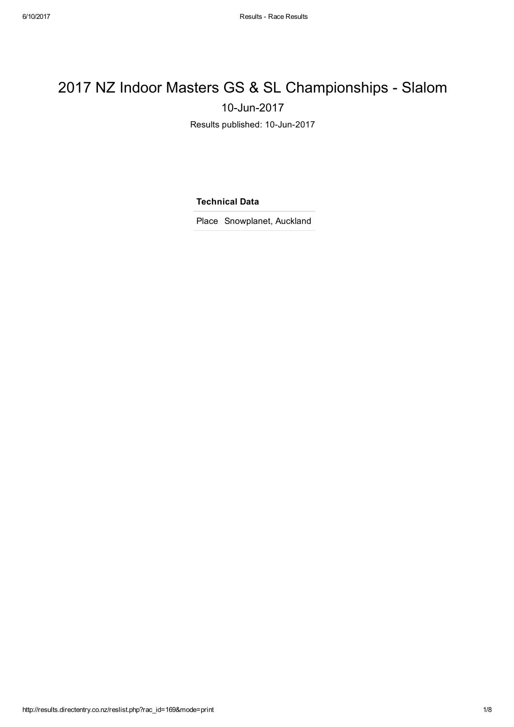# 2017 NZ Indoor Masters GS & SL Championships - Slalom

10-Jun-2017

Results published: 10-Jun-2017

| Technical Data | |
|---|---|
| Place | Snowplanet, Auckland |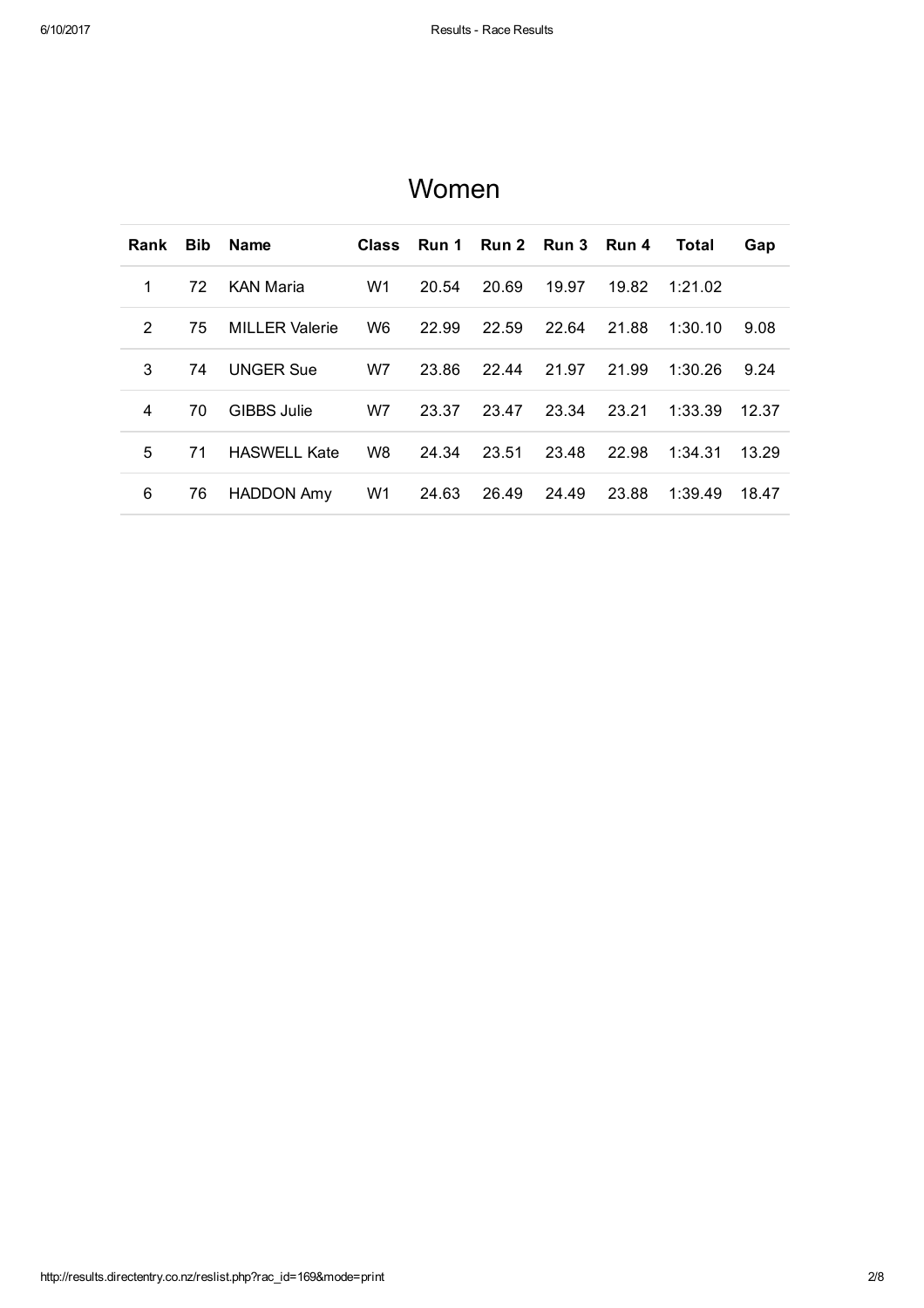# Women

| Rank | Bib | Name | Class | Run 1 | Run 2 | Run 3 | Run 4 | Total | Gap |
|---|---|---|---|---|---|---|---|---|---|
| 1 | 72 | KAN Maria | W1 | 20.54 | 20.69 | 19.97 | 19.82 | 1:21.02 | |
| 2 | 75 | MILLER Valerie | W6 | 22.99 | 22.59 | 22.64 | 21.88 | 1:30.10 | 9.08 |
| 3 | 74 | UNGER Sue | W7 | 23.86 | 22.44 | 21.97 | 21.99 | 1:30.26 | 9.24 |
| 4 | 70 | GIBBS Julie | W7 | 23.37 | 23.47 | 23.34 | 23.21 | 1:33.39 | 12.37 |
| 5 | 71 | HASWELL Kate | W8 | 24.34 | 23.51 | 23.48 | 22.98 | 1:34.31 | 13.29 |
| 6 | 76 | HADDON Amy | W1 | 24.63 | 26.49 | 24.49 | 23.88 | 1:39.49 | 18.47 |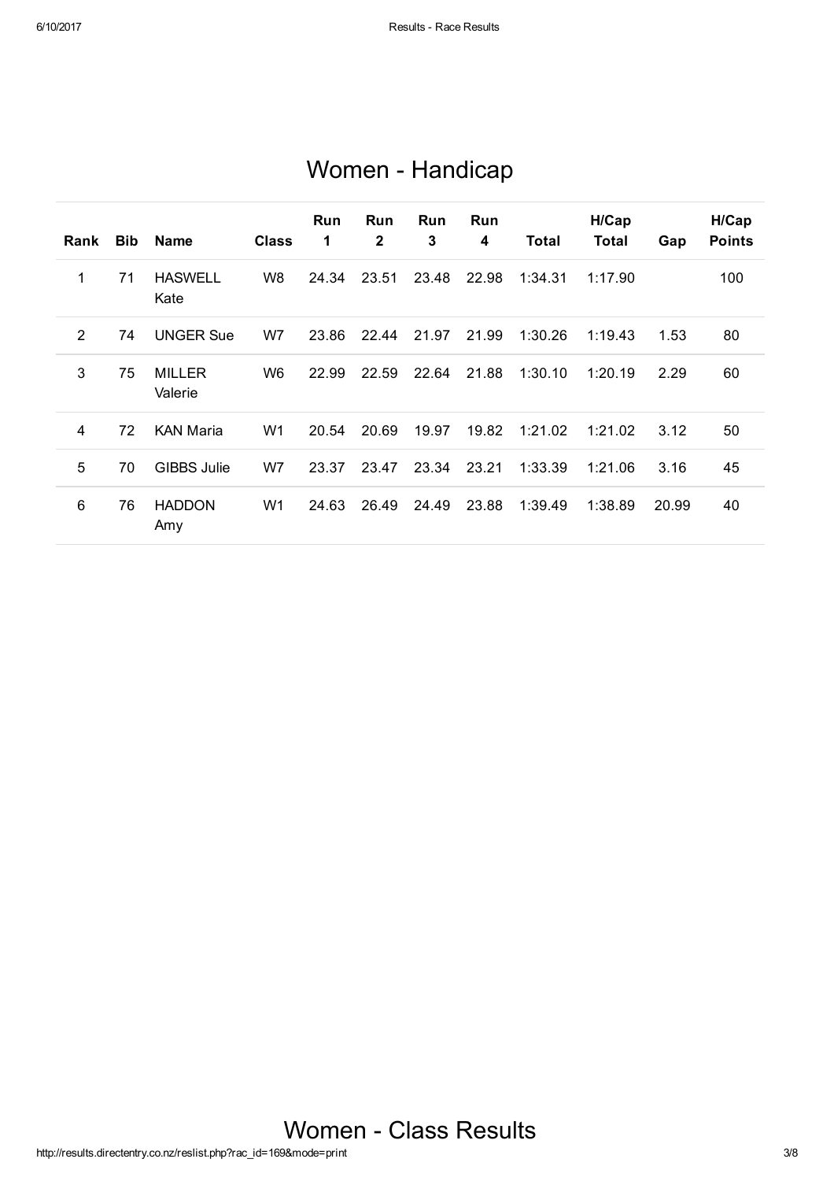# Women - Handicap

| Rank | Bib | Name | Class | Run 1 | Run 2 | Run 3 | Run 4 | Total | H/Cap Total | Gap | H/Cap Points |
|---|---|---|---|---|---|---|---|---|---|---|---|
| 1 | 71 | HASWELL Kate | W8 | 24.34 | 23.51 | 23.48 | 22.98 | 1:34.31 | 1:17.90 | | 100 |
| 2 | 74 | UNGER Sue | W7 | 23.86 | 22.44 | 21.97 | 21.99 | 1:30.26 | 1:19.43 | 1.53 | 80 |
| 3 | 75 | MILLER Valerie | W6 | 22.99 | 22.59 | 22.64 | 21.88 | 1:30.10 | 1:20.19 | 2.29 | 60 |
| 4 | 72 | KAN Maria | W1 | 20.54 | 20.69 | 19.97 | 19.82 | 1:21.02 | 1:21.02 | 3.12 | 50 |
| 5 | 70 | GIBBS Julie | W7 | 23.37 | 23.47 | 23.34 | 23.21 | 1:33.39 | 1:21.06 | 3.16 | 45 |
| 6 | 76 | HADDON Amy | W1 | 24.63 | 26.49 | 24.49 | 23.88 | 1:39.49 | 1:38.89 | 20.99 | 40 |

# Women - Class Results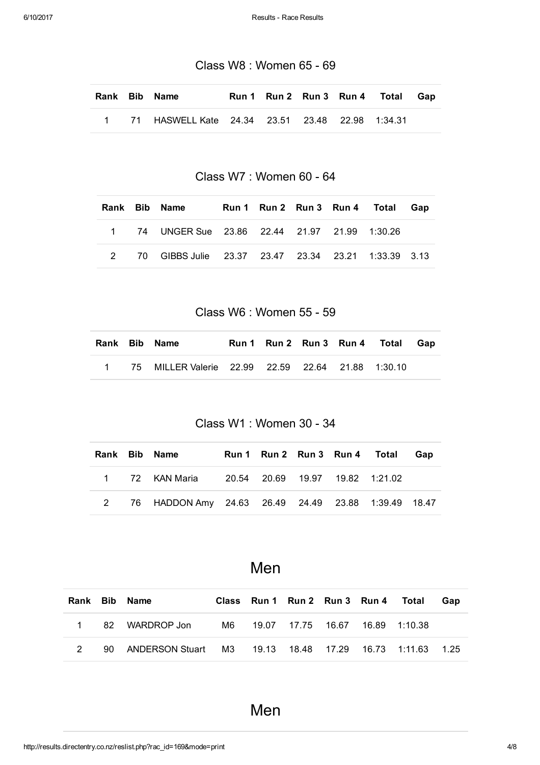### Class W8 : Women 65 - 69

| Rank | Bib | Name | Run 1 | Run 2 | Run 3 | Run 4 | Total | Gap |
|---|---|---|---|---|---|---|---|---|
| 1 | 71 | HASWELL Kate | 24.34 | 23.51 | 23.48 | 22.98 | 1:34.31 | |

### Class W7 : Women 60 - 64

| Rank | Bib | Name | Run 1 | Run 2 | Run 3 | Run 4 | Total | Gap |
|---|---|---|---|---|---|---|---|---|
| 1 | 74 | UNGER Sue | 23.86 | 22.44 | 21.97 | 21.99 | 1:30.26 | |
| 2 | 70 | GIBBS Julie | 23.37 | 23.47 | 23.34 | 23.21 | 1:33.39 | 3.13 |

### Class W6 : Women 55 - 59

| Rank | Bib | Name | Run 1 | Run 2 | Run 3 | Run 4 | Total | Gap |
|---|---|---|---|---|---|---|---|---|
| 1 | 75 | MILLER Valerie | 22.99 | 22.59 | 22.64 | 21.88 | 1:30.10 | |

### Class W1 : Women 30 - 34

| Rank | Bib | Name | Run 1 | Run 2 | Run 3 | Run 4 | Total | Gap |
|---|---|---|---|---|---|---|---|---|
| 1 | 72 | KAN Maria | 20.54 | 20.69 | 19.97 | 19.82 | 1:21.02 | |
| 2 | 76 | HADDON Amy | 24.63 | 26.49 | 24.49 | 23.88 | 1:39.49 | 18.47 |

## Men

| Rank | Bib | Name | Class | Run 1 | Run 2 | Run 3 | Run 4 | Total | Gap |
|---|---|---|---|---|---|---|---|---|---|
| 1 | 82 | WARDROP Jon | M6 | 19.07 | 17.75 | 16.67 | 16.89 | 1:10.38 | |
| 2 | 90 | ANDERSON Stuart | M3 | 19.13 | 18.48 | 17.29 | 16.73 | 1:11.63 | 1.25 |

## Men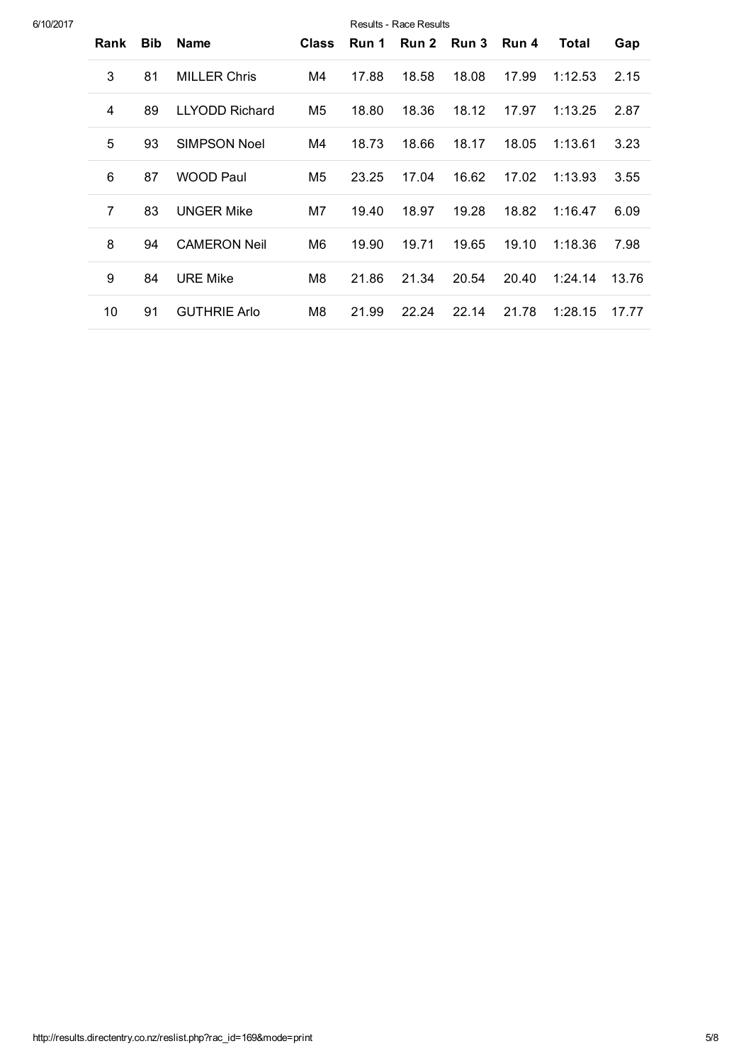| Rank | Bib | Name | Class | Run 1 | Run 2 | Run 3 | Run 4 | Total | Gap |
|---|---|---|---|---|---|---|---|---|---|
| 3 | 81 | MILLER Chris | M4 | 17.88 | 18.58 | 18.08 | 17.99 | 1:12.53 | 2.15 |
| 4 | 89 | LLYODD Richard | M5 | 18.80 | 18.36 | 18.12 | 17.97 | 1:13.25 | 2.87 |
| 5 | 93 | SIMPSON Noel | M4 | 18.73 | 18.66 | 18.17 | 18.05 | 1:13.61 | 3.23 |
| 6 | 87 | WOOD Paul | M5 | 23.25 | 17.04 | 16.62 | 17.02 | 1:13.93 | 3.55 |
| 7 | 83 | UNGER Mike | M7 | 19.40 | 18.97 | 19.28 | 18.82 | 1:16.47 | 6.09 |
| 8 | 94 | CAMERON Neil | M6 | 19.90 | 19.71 | 19.65 | 19.10 | 1:18.36 | 7.98 |
| 9 | 84 | URE Mike | M8 | 21.86 | 21.34 | 20.54 | 20.40 | 1:24.14 | 13.76 |
| 10 | 91 | GUTHRIE Arlo | M8 | 21.99 | 22.24 | 22.14 | 21.78 | 1:28.15 | 17.77 |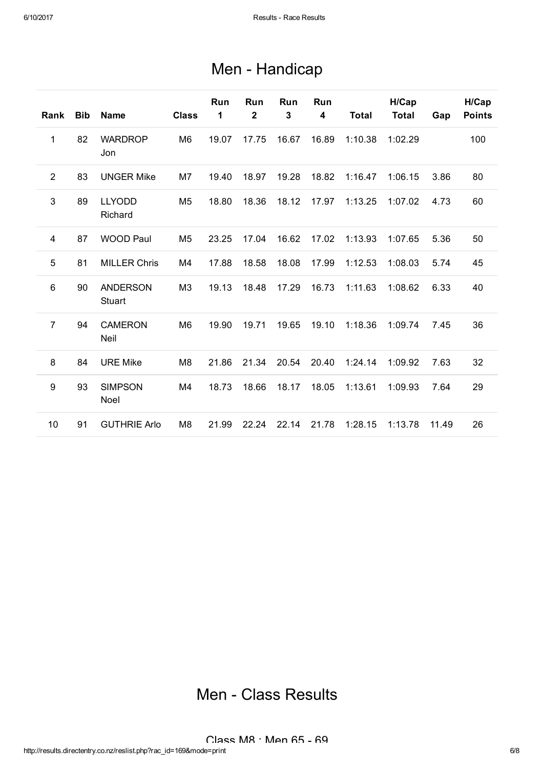# Men - Handicap

| Rank | Bib | Name | Class | Run 1 | Run 2 | Run 3 | Run 4 | Total | H/Cap Total | Gap | H/Cap Points |
|---|---|---|---|---|---|---|---|---|---|---|---|
| 1 | 82 | WARDROP Jon | M6 | 19.07 | 17.75 | 16.67 | 16.89 | 1:10.38 | 1:02.29 | | 100 |
| 2 | 83 | UNGER Mike | M7 | 19.40 | 18.97 | 19.28 | 18.82 | 1:16.47 | 1:06.15 | 3.86 | 80 |
| 3 | 89 | LLYODD Richard | M5 | 18.80 | 18.36 | 18.12 | 17.97 | 1:13.25 | 1:07.02 | 4.73 | 60 |
| 4 | 87 | WOOD Paul | M5 | 23.25 | 17.04 | 16.62 | 17.02 | 1:13.93 | 1:07.65 | 5.36 | 50 |
| 5 | 81 | MILLER Chris | M4 | 17.88 | 18.58 | 18.08 | 17.99 | 1:12.53 | 1:08.03 | 5.74 | 45 |
| 6 | 90 | ANDERSON Stuart | M3 | 19.13 | 18.48 | 17.29 | 16.73 | 1:11.63 | 1:08.62 | 6.33 | 40 |
| 7 | 94 | CAMERON Neil | M6 | 19.90 | 19.71 | 19.65 | 19.10 | 1:18.36 | 1:09.74 | 7.45 | 36 |
| 8 | 84 | URE Mike | M8 | 21.86 | 21.34 | 20.54 | 20.40 | 1:24.14 | 1:09.92 | 7.63 | 32 |
| 9 | 93 | SIMPSON Noel | M4 | 18.73 | 18.66 | 18.17 | 18.05 | 1:13.61 | 1:09.93 | 7.64 | 29 |
| 10 | 91 | GUTHRIE Arlo | M8 | 21.99 | 22.24 | 22.14 | 21.78 | 1:28.15 | 1:13.78 | 11.49 | 26 |

# Men - Class Results

Class M8 : Men 65 - 69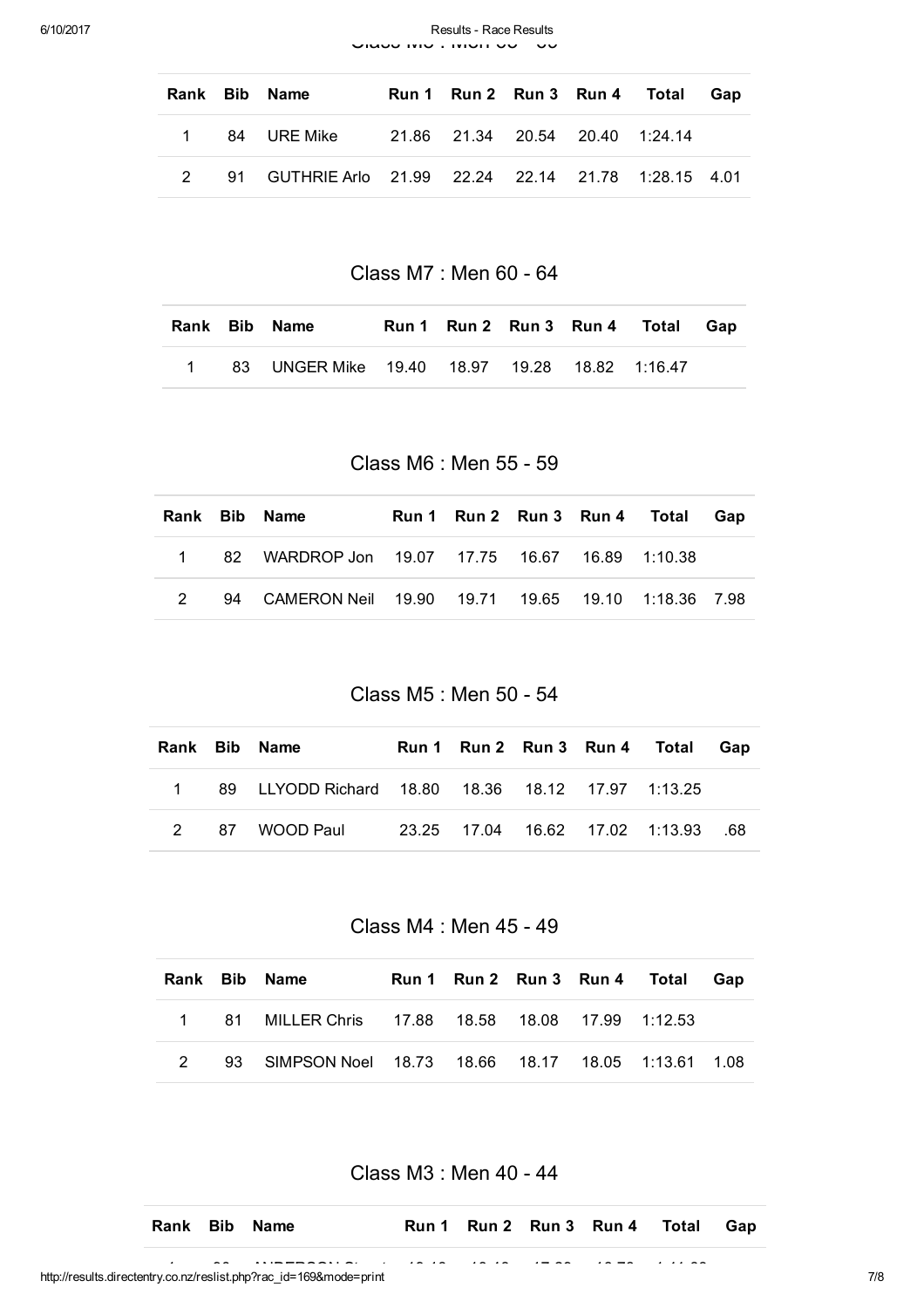| Rank | Bib | Name | Run 1 | Run 2 | Run 3 | Run 4 | Total | Gap |
|---|---|---|---|---|---|---|---|---|
| 1 | 84 | URE Mike | 21.86 | 21.34 | 20.54 | 20.40 | 1:24.14 | |
| 2 | 91 | GUTHRIE Arlo | 21.99 | 22.24 | 22.14 | 21.78 | 1:28.15 | 4.01 |

## Class M7 : Men 60 - 64

| Rank | Bib | Name | Run 1 | Run 2 | Run 3 | Run 4 | Total | Gap |
|---|---|---|---|---|---|---|---|---|
| 1 | 83 | UNGER Mike | 19.40 | 18.97 | 19.28 | 18.82 | 1:16.47 | |

## Class M6 : Men 55 - 59

| Rank | Bib | Name | Run 1 | Run 2 | Run 3 | Run 4 | Total | Gap |
|---|---|---|---|---|---|---|---|---|
| 1 | 82 | WARDROP Jon | 19.07 | 17.75 | 16.67 | 16.89 | 1:10.38 | |
| 2 | 94 | CAMERON Neil | 19.90 | 19.71 | 19.65 | 19.10 | 1:18.36 | 7.98 |

## Class M5 : Men 50 - 54

| Rank | Bib | Name | Run 1 | Run 2 | Run 3 | Run 4 | Total | Gap |
|---|---|---|---|---|---|---|---|---|
| 1 | 89 | LLYODD Richard | 18.80 | 18.36 | 18.12 | 17.97 | 1:13.25 | |
| 2 | 87 | WOOD Paul | 23.25 | 17.04 | 16.62 | 17.02 | 1:13.93 | .68 |

## Class M4 : Men 45 - 49

| Rank | Bib | Name | Run 1 | Run 2 | Run 3 | Run 4 | Total | Gap |
|---|---|---|---|---|---|---|---|---|
| 1 | 81 | MILLER Chris | 17.88 | 18.58 | 18.08 | 17.99 | 1:12.53 | |
| 2 | 93 | SIMPSON Noel | 18.73 | 18.66 | 18.17 | 18.05 | 1:13.61 | 1.08 |

## Class M3 : Men 40 - 44

| Rank | Bib | Name | Run 1 | Run 2 | Run 3 | Run 4 | Total | Gap |
|---|---|---|---|---|---|---|---|---|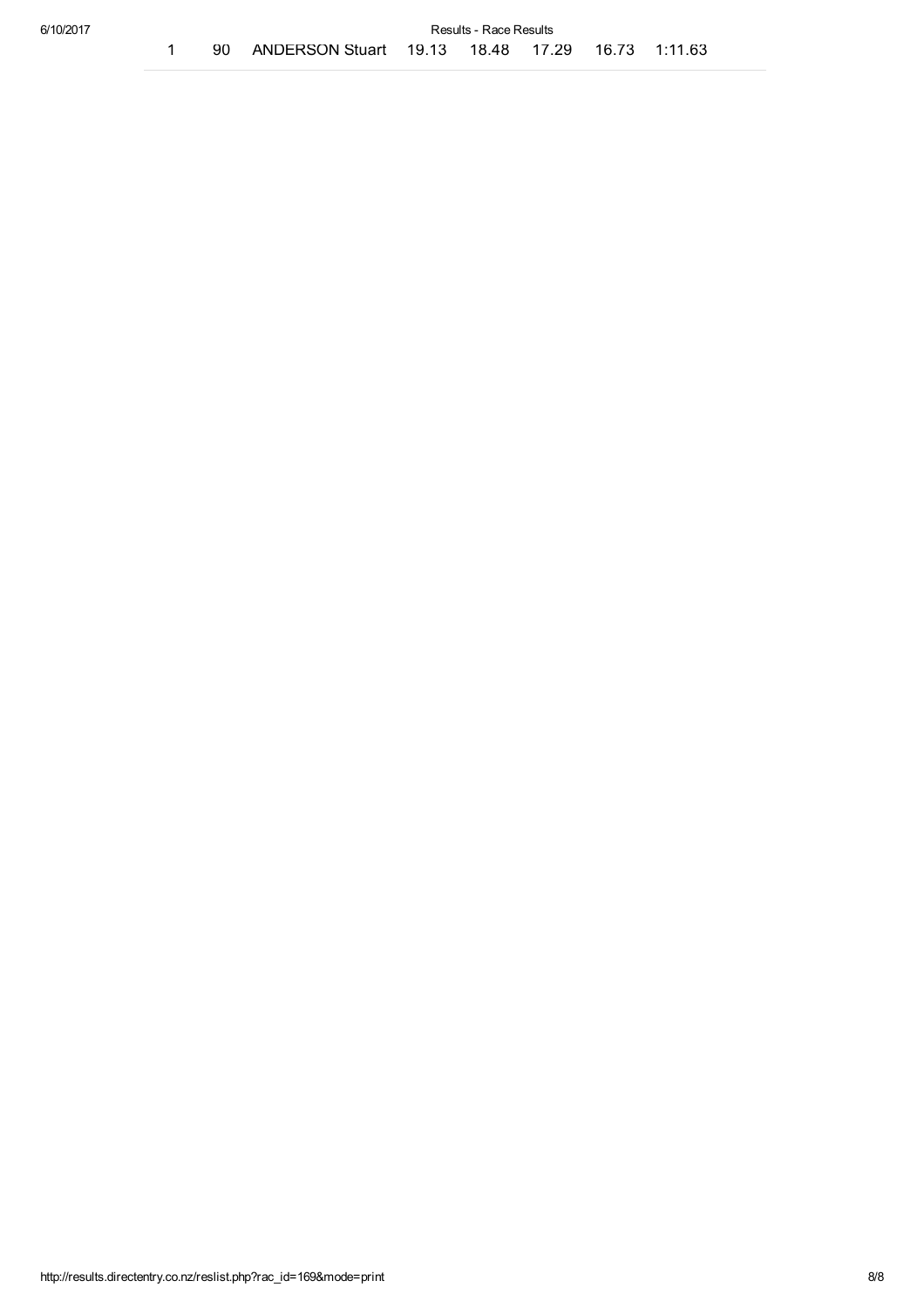| | | | | | | | |
|---|---|---|---|---|---|---|---|
| 1 | 90 | ANDERSON Stuart | 19.13 | 18.48 | 17.29 | 16.73 | 1:11.63 |